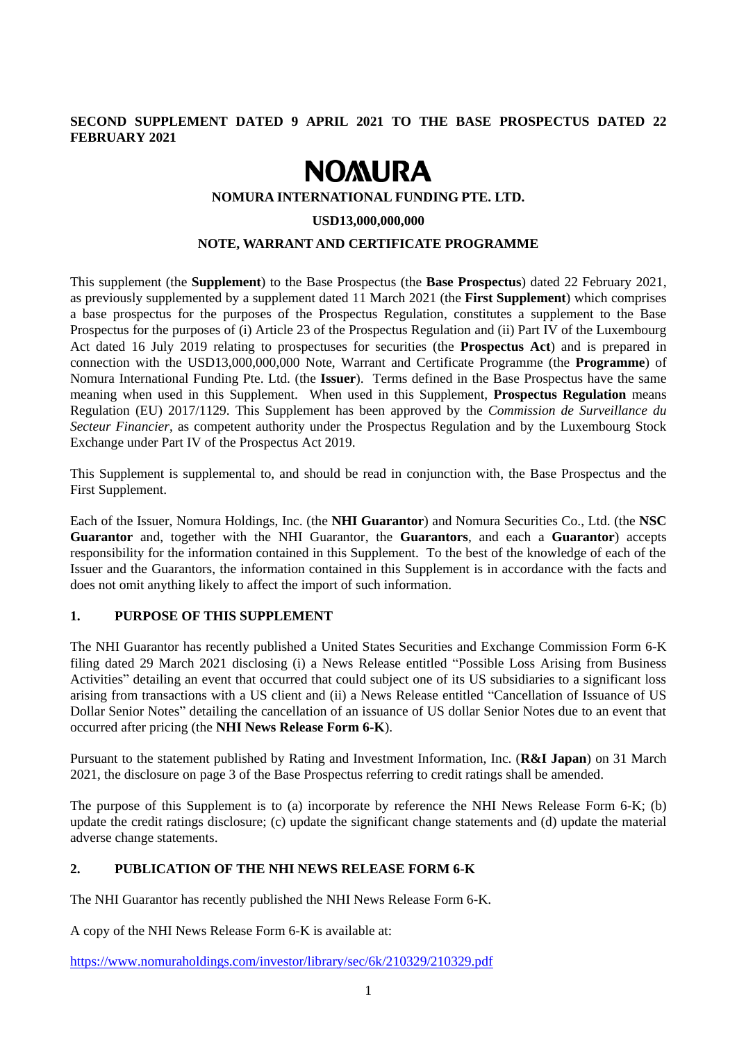**SECOND SUPPLEMENT DATED 9 APRIL 2021 TO THE BASE PROSPECTUS DATED 22 FEBRUARY 2021**

# NOMURA

**NOMURA INTERNATIONAL FUNDING PTE. LTD.**

**USD13,000,000,000**

**NOTE, WARRANT AND CERTIFICATE PROGRAMME**

This supplement (the **Supplement**) to the Base Prospectus (the **Base Prospectus**) dated 22 February 2021, as previously supplemented by a supplement dated 11 March 2021 (the **First Supplement**) which comprises a base prospectus for the purposes of the Prospectus Regulation, constitutes a supplement to the Base Prospectus for the purposes of (i) Article 23 of the Prospectus Regulation and (ii) Part IV of the Luxembourg Act dated 16 July 2019 relating to prospectuses for securities (the **Prospectus Act**) and is prepared in connection with the USD13,000,000,000 Note, Warrant and Certificate Programme (the **Programme**) of Nomura International Funding Pte. Ltd. (the **Issuer**). Terms defined in the Base Prospectus have the same meaning when used in this Supplement. When used in this Supplement, **Prospectus Regulation** means Regulation (EU) 2017/1129. This Supplement has been approved by the *Commission de Surveillance du Secteur Financier*, as competent authority under the Prospectus Regulation and by the Luxembourg Stock Exchange under Part IV of the Prospectus Act 2019.

This Supplement is supplemental to, and should be read in conjunction with, the Base Prospectus and the First Supplement.

Each of the Issuer, Nomura Holdings, Inc. (the **NHI Guarantor**) and Nomura Securities Co., Ltd. (the **NSC Guarantor** and, together with the NHI Guarantor, the **Guarantors**, and each a **Guarantor**) accepts responsibility for the information contained in this Supplement. To the best of the knowledge of each of the Issuer and the Guarantors, the information contained in this Supplement is in accordance with the facts and does not omit anything likely to affect the import of such information.

## 1. PURPOSE OF THIS SUPPLEMENT

The NHI Guarantor has recently published a United States Securities and Exchange Commission Form 6-K filing dated 29 March 2021 disclosing (i) a News Release entitled "Possible Loss Arising from Business Activities" detailing an event that occurred that could subject one of its US subsidiaries to a significant loss arising from transactions with a US client and (ii) a News Release entitled "Cancellation of Issuance of US Dollar Senior Notes" detailing the cancellation of an issuance of US dollar Senior Notes due to an event that occurred after pricing (the **NHI News Release Form 6-K**).

Pursuant to the statement published by Rating and Investment Information, Inc. (**R&I Japan**) on 31 March 2021, the disclosure on page 3 of the Base Prospectus referring to credit ratings shall be amended.

The purpose of this Supplement is to (a) incorporate by reference the NHI News Release Form 6-K; (b) update the credit ratings disclosure; (c) update the significant change statements and (d) update the material adverse change statements.

## 2. PUBLICATION OF THE NHI NEWS RELEASE FORM 6-K

The NHI Guarantor has recently published the NHI News Release Form 6-K.

A copy of the NHI News Release Form 6-K is available at:

https://www.nomuraholdings.com/investor/library/sec/6k/210329/210329.pdf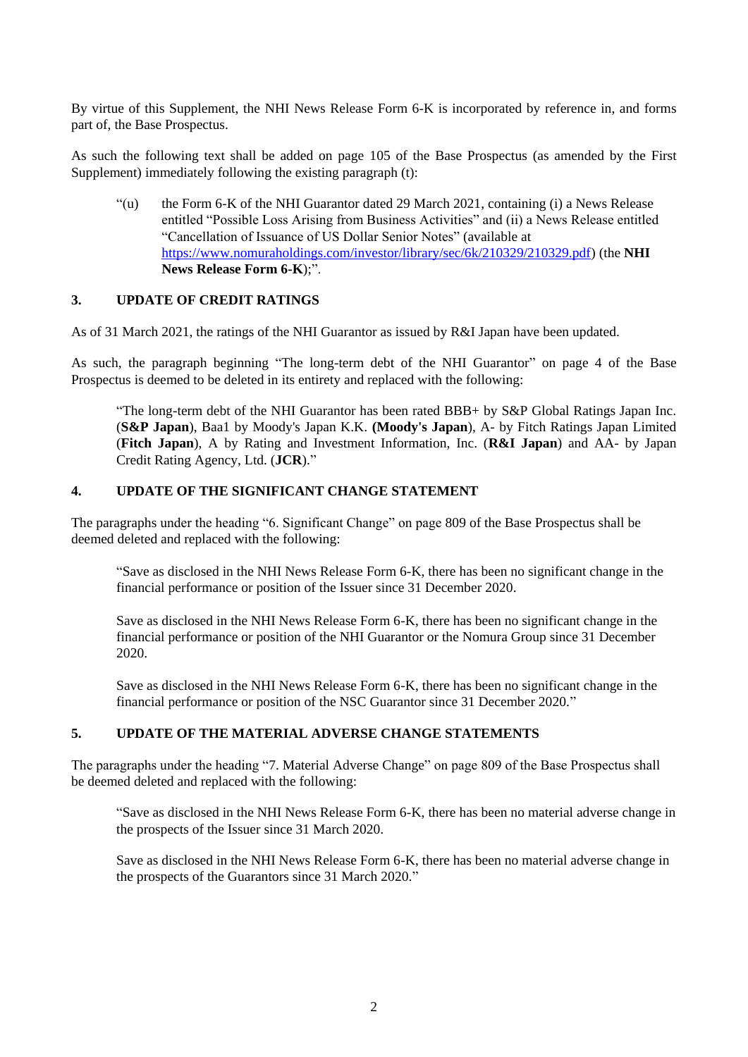By virtue of this Supplement, the NHI News Release Form 6-K is incorporated by reference in, and forms part of, the Base Prospectus.

As such the following text shall be added on page 105 of the Base Prospectus (as amended by the First Supplement) immediately following the existing paragraph (t):

> "(u) the Form 6-K of the NHI Guarantor dated 29 March 2021, containing (i) a News Release entitled "Possible Loss Arising from Business Activities" and (ii) a News Release entitled "Cancellation of Issuance of US Dollar Senior Notes" (available at https://www.nomuraholdings.com/investor/library/sec/6k/210329/210329.pdf) (the **NHI News Release Form 6-K**);".

## 3. UPDATE OF CREDIT RATINGS

As of 31 March 2021, the ratings of the NHI Guarantor as issued by R&I Japan have been updated.

As such, the paragraph beginning "The long-term debt of the NHI Guarantor" on page 4 of the Base Prospectus is deemed to be deleted in its entirety and replaced with the following:

> "The long-term debt of the NHI Guarantor has been rated BBB+ by S&P Global Ratings Japan Inc. (**S&P Japan**), Baa1 by Moody's Japan K.K. **(Moody's Japan**), A- by Fitch Ratings Japan Limited (**Fitch Japan**), A by Rating and Investment Information, Inc. (**R&I Japan**) and AA- by Japan Credit Rating Agency, Ltd. (**JCR**)."

## 4. UPDATE OF THE SIGNIFICANT CHANGE STATEMENT

The paragraphs under the heading "6. Significant Change" on page 809 of the Base Prospectus shall be deemed deleted and replaced with the following:

> "Save as disclosed in the NHI News Release Form 6-K, there has been no significant change in the financial performance or position of the Issuer since 31 December 2020.
>
> Save as disclosed in the NHI News Release Form 6-K, there has been no significant change in the financial performance or position of the NHI Guarantor or the Nomura Group since 31 December 2020.
>
> Save as disclosed in the NHI News Release Form 6-K, there has been no significant change in the financial performance or position of the NSC Guarantor since 31 December 2020."

## 5. UPDATE OF THE MATERIAL ADVERSE CHANGE STATEMENTS

The paragraphs under the heading "7. Material Adverse Change" on page 809 of the Base Prospectus shall be deemed deleted and replaced with the following:

> "Save as disclosed in the NHI News Release Form 6-K, there has been no material adverse change in the prospects of the Issuer since 31 March 2020.
>
> Save as disclosed in the NHI News Release Form 6-K, there has been no material adverse change in the prospects of the Guarantors since 31 March 2020."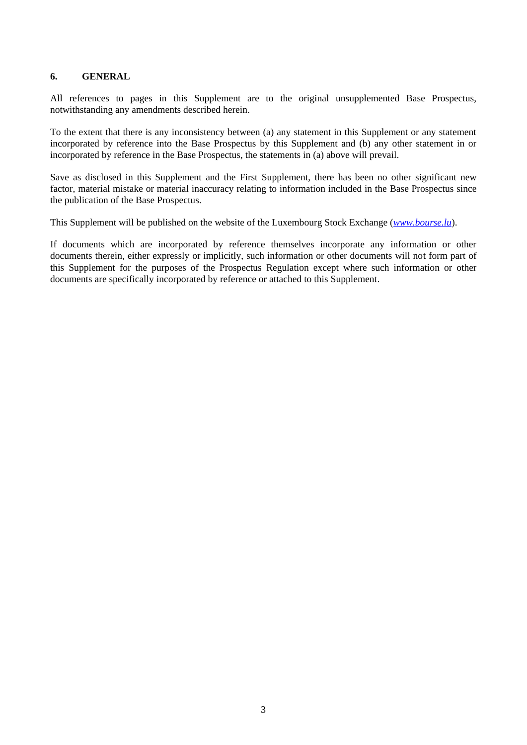## 6. GENERAL

All references to pages in this Supplement are to the original unsupplemented Base Prospectus, notwithstanding any amendments described herein.

To the extent that there is any inconsistency between (a) any statement in this Supplement or any statement incorporated by reference into the Base Prospectus by this Supplement and (b) any other statement in or incorporated by reference in the Base Prospectus, the statements in (a) above will prevail.

Save as disclosed in this Supplement and the First Supplement, there has been no other significant new factor, material mistake or material inaccuracy relating to information included in the Base Prospectus since the publication of the Base Prospectus.

This Supplement will be published on the website of the Luxembourg Stock Exchange (*www.bourse.lu*).

If documents which are incorporated by reference themselves incorporate any information or other documents therein, either expressly or implicitly, such information or other documents will not form part of this Supplement for the purposes of the Prospectus Regulation except where such information or other documents are specifically incorporated by reference or attached to this Supplement.